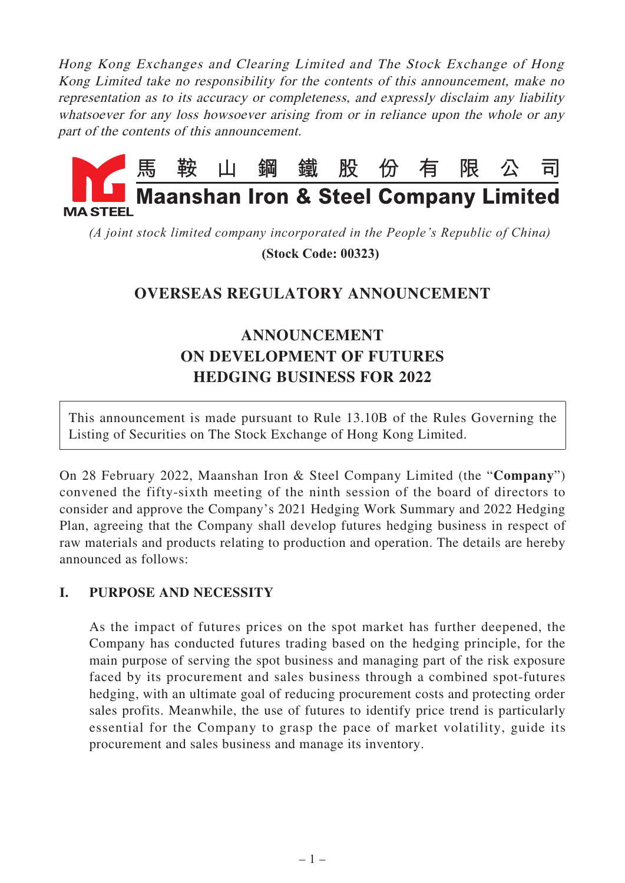*Hong Kong Exchanges and Clearing Limited and The Stock Exchange of Hong Kong Limited take no responsibility for the contents of this announcement, make no representation as to its accuracy or completeness, and expressly disclaim any liability whatsoever for any loss howsoever arising from or in reliance upon the whole or any part of the contents of this announcement.*

# 馬 鞍 山 鋼 鐵 股 份 有 限 公 司
# Maanshan Iron & Steel Company Limited

MA STEEL

*(A joint stock limited company incorporated in the People's Republic of China)*

**(Stock Code: 00323)**

## OVERSEAS REGULATORY ANNOUNCEMENT

## ANNOUNCEMENT ON DEVELOPMENT OF FUTURES HEDGING BUSINESS FOR 2022

This announcement is made pursuant to Rule 13.10B of the Rules Governing the Listing of Securities on The Stock Exchange of Hong Kong Limited.

On 28 February 2022, Maanshan Iron & Steel Company Limited (the "**Company**") convened the fifty-sixth meeting of the ninth session of the board of directors to consider and approve the Company's 2021 Hedging Work Summary and 2022 Hedging Plan, agreeing that the Company shall develop futures hedging business in respect of raw materials and products relating to production and operation. The details are hereby announced as follows:

### I. PURPOSE AND NECESSITY

As the impact of futures prices on the spot market has further deepened, the Company has conducted futures trading based on the hedging principle, for the main purpose of serving the spot business and managing part of the risk exposure faced by its procurement and sales business through a combined spot-futures hedging, with an ultimate goal of reducing procurement costs and protecting order sales profits. Meanwhile, the use of futures to identify price trend is particularly essential for the Company to grasp the pace of market volatility, guide its procurement and sales business and manage its inventory.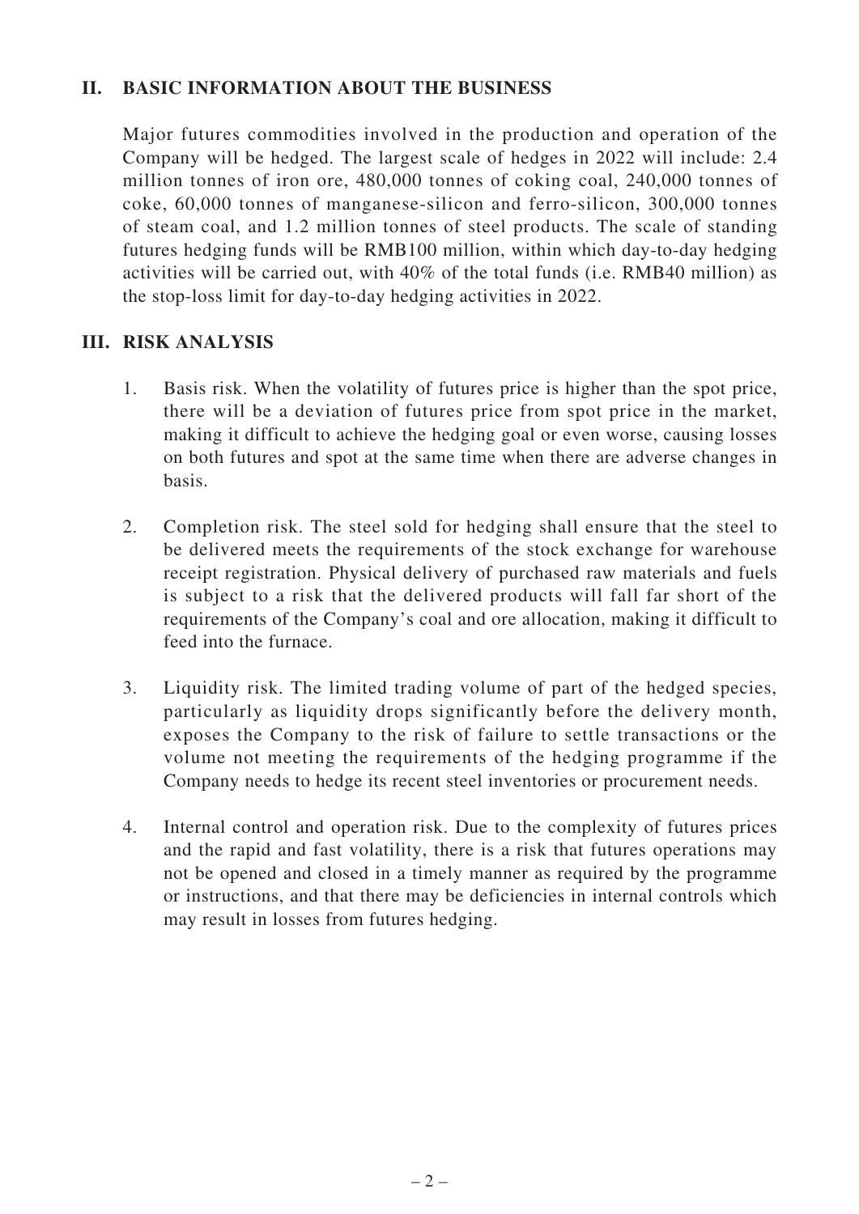## II. BASIC INFORMATION ABOUT THE BUSINESS

Major futures commodities involved in the production and operation of the Company will be hedged. The largest scale of hedges in 2022 will include: 2.4 million tonnes of iron ore, 480,000 tonnes of coking coal, 240,000 tonnes of coke, 60,000 tonnes of manganese-silicon and ferro-silicon, 300,000 tonnes of steam coal, and 1.2 million tonnes of steel products. The scale of standing futures hedging funds will be RMB100 million, within which day-to-day hedging activities will be carried out, with 40% of the total funds (i.e. RMB40 million) as the stop-loss limit for day-to-day hedging activities in 2022.

## III. RISK ANALYSIS

1. Basis risk. When the volatility of futures price is higher than the spot price, there will be a deviation of futures price from spot price in the market, making it difficult to achieve the hedging goal or even worse, causing losses on both futures and spot at the same time when there are adverse changes in basis.

2. Completion risk. The steel sold for hedging shall ensure that the steel to be delivered meets the requirements of the stock exchange for warehouse receipt registration. Physical delivery of purchased raw materials and fuels is subject to a risk that the delivered products will fall far short of the requirements of the Company's coal and ore allocation, making it difficult to feed into the furnace.

3. Liquidity risk. The limited trading volume of part of the hedged species, particularly as liquidity drops significantly before the delivery month, exposes the Company to the risk of failure to settle transactions or the volume not meeting the requirements of the hedging programme if the Company needs to hedge its recent steel inventories or procurement needs.

4. Internal control and operation risk. Due to the complexity of futures prices and the rapid and fast volatility, there is a risk that futures operations may not be opened and closed in a timely manner as required by the programme or instructions, and that there may be deficiencies in internal controls which may result in losses from futures hedging.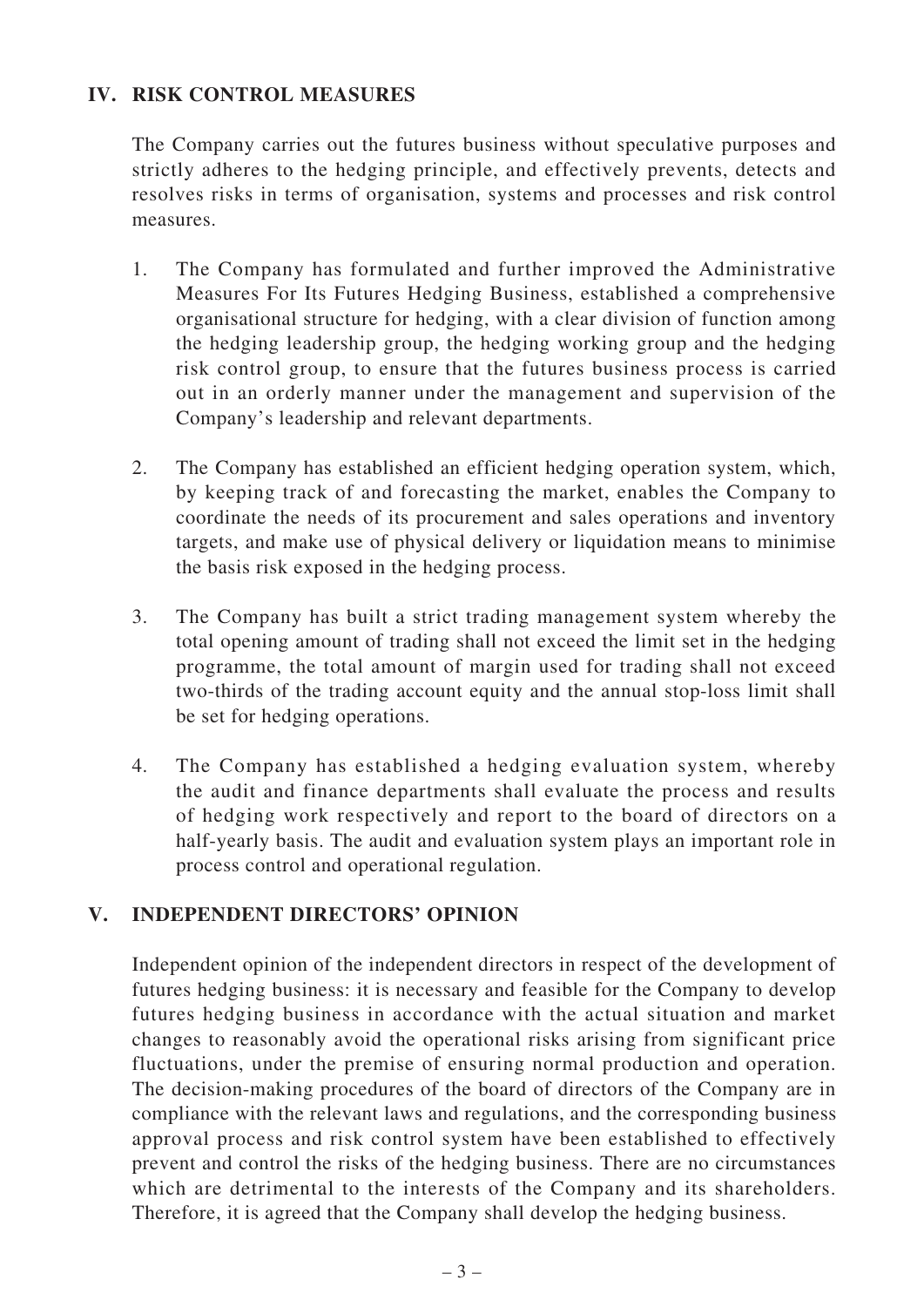## IV. RISK CONTROL MEASURES

The Company carries out the futures business without speculative purposes and strictly adheres to the hedging principle, and effectively prevents, detects and resolves risks in terms of organisation, systems and processes and risk control measures.

1. The Company has formulated and further improved the Administrative Measures For Its Futures Hedging Business, established a comprehensive organisational structure for hedging, with a clear division of function among the hedging leadership group, the hedging working group and the hedging risk control group, to ensure that the futures business process is carried out in an orderly manner under the management and supervision of the Company's leadership and relevant departments.

2. The Company has established an efficient hedging operation system, which, by keeping track of and forecasting the market, enables the Company to coordinate the needs of its procurement and sales operations and inventory targets, and make use of physical delivery or liquidation means to minimise the basis risk exposed in the hedging process.

3. The Company has built a strict trading management system whereby the total opening amount of trading shall not exceed the limit set in the hedging programme, the total amount of margin used for trading shall not exceed two-thirds of the trading account equity and the annual stop-loss limit shall be set for hedging operations.

4. The Company has established a hedging evaluation system, whereby the audit and finance departments shall evaluate the process and results of hedging work respectively and report to the board of directors on a half-yearly basis. The audit and evaluation system plays an important role in process control and operational regulation.

## V. INDEPENDENT DIRECTORS' OPINION

Independent opinion of the independent directors in respect of the development of futures hedging business: it is necessary and feasible for the Company to develop futures hedging business in accordance with the actual situation and market changes to reasonably avoid the operational risks arising from significant price fluctuations, under the premise of ensuring normal production and operation. The decision-making procedures of the board of directors of the Company are in compliance with the relevant laws and regulations, and the corresponding business approval process and risk control system have been established to effectively prevent and control the risks of the hedging business. There are no circumstances which are detrimental to the interests of the Company and its shareholders. Therefore, it is agreed that the Company shall develop the hedging business.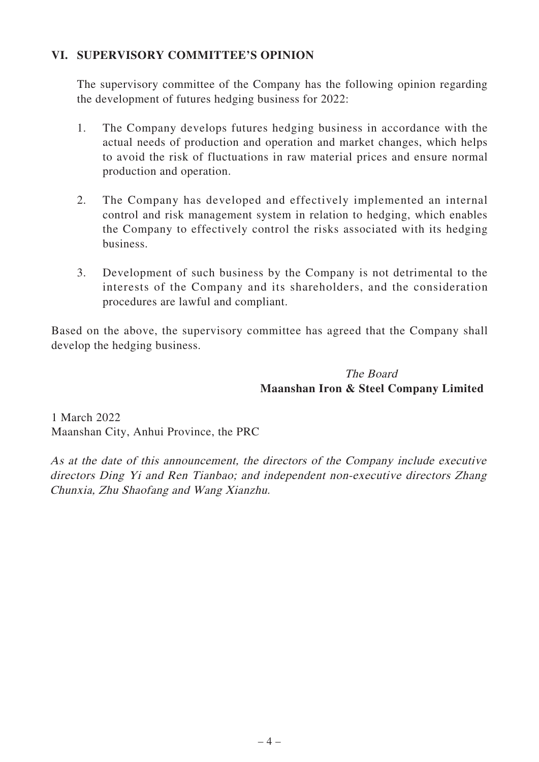## VI. SUPERVISORY COMMITTEE'S OPINION

The supervisory committee of the Company has the following opinion regarding the development of futures hedging business for 2022:

1. The Company develops futures hedging business in accordance with the actual needs of production and operation and market changes, which helps to avoid the risk of fluctuations in raw material prices and ensure normal production and operation.

2. The Company has developed and effectively implemented an internal control and risk management system in relation to hedging, which enables the Company to effectively control the risks associated with its hedging business.

3. Development of such business by the Company is not detrimental to the interests of the Company and its shareholders, and the consideration procedures are lawful and compliant.

Based on the above, the supervisory committee has agreed that the Company shall develop the hedging business.

*The Board*
**Maanshan Iron & Steel Company Limited**

1 March 2022
Maanshan City, Anhui Province, the PRC

*As at the date of this announcement, the directors of the Company include executive directors Ding Yi and Ren Tianbao; and independent non-executive directors Zhang Chunxia, Zhu Shaofang and Wang Xianzhu.*